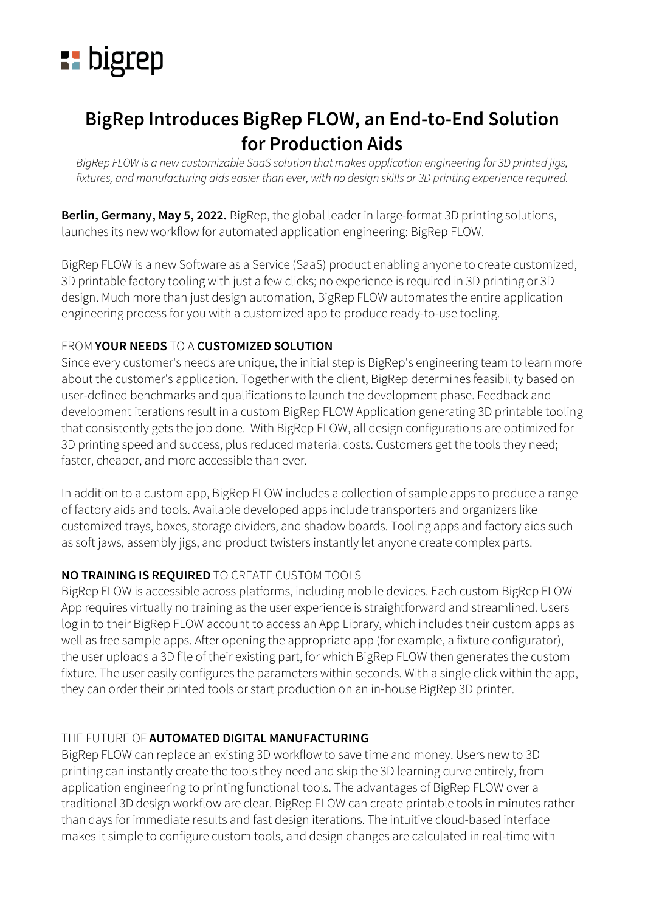bigrep

# BigRep Introduces BigRep FLOW, an End-to-End Solution for Production Aids

*BigRep FLOW is a new customizable SaaS solution that makes application engineering for 3D printed jigs, fixtures, and manufacturing aids easier than ever, with no design skills or 3D printing experience required.*

**Berlin, Germany, May 5, 2022.** BigRep, the global leader in large-format 3D printing solutions, launches its new workflow for automated application engineering: BigRep FLOW.

BigRep FLOW is a new Software as a Service (SaaS) product enabling anyone to create customized, 3D printable factory tooling with just a few clicks; no experience is required in 3D printing or 3D design. Much more than just design automation, BigRep FLOW automates the entire application engineering process for you with a customized app to produce ready-to-use tooling.

## FROM **YOUR NEEDS** TO A **CUSTOMIZED SOLUTION**

Since every customer's needs are unique, the initial step is BigRep's engineering team to learn more about the customer's application. Together with the client, BigRep determines feasibility based on user-defined benchmarks and qualifications to launch the development phase. Feedback and development iterations result in a custom BigRep FLOW Application generating 3D printable tooling that consistently gets the job done. With BigRep FLOW, all design configurations are optimized for 3D printing speed and success, plus reduced material costs. Customers get the tools they need; faster, cheaper, and more accessible than ever.

In addition to a custom app, BigRep FLOW includes a collection of sample apps to produce a range of factory aids and tools. Available developed apps include transporters and organizers like customized trays, boxes, storage dividers, and shadow boards. Tooling apps and factory aids such as soft jaws, assembly jigs, and product twisters instantly let anyone create complex parts.

## **NO TRAINING IS REQUIRED** TO CREATE CUSTOM TOOLS

BigRep FLOW is accessible across platforms, including mobile devices. Each custom BigRep FLOW App requires virtually no training as the user experience is straightforward and streamlined. Users log in to their BigRep FLOW account to access an App Library, which includes their custom apps as well as free sample apps. After opening the appropriate app (for example, a fixture configurator), the user uploads a 3D file of their existing part, for which BigRep FLOW then generates the custom fixture. The user easily configures the parameters within seconds. With a single click within the app, they can order their printed tools or start production on an in-house BigRep 3D printer.

## THE FUTURE OF **AUTOMATED DIGITAL MANUFACTURING**

BigRep FLOW can replace an existing 3D workflow to save time and money. Users new to 3D printing can instantly create the tools they need and skip the 3D learning curve entirely, from application engineering to printing functional tools. The advantages of BigRep FLOW over a traditional 3D design workflow are clear. BigRep FLOW can create printable tools in minutes rather than days for immediate results and fast design iterations. The intuitive cloud-based interface makes it simple to configure custom tools, and design changes are calculated in real-time with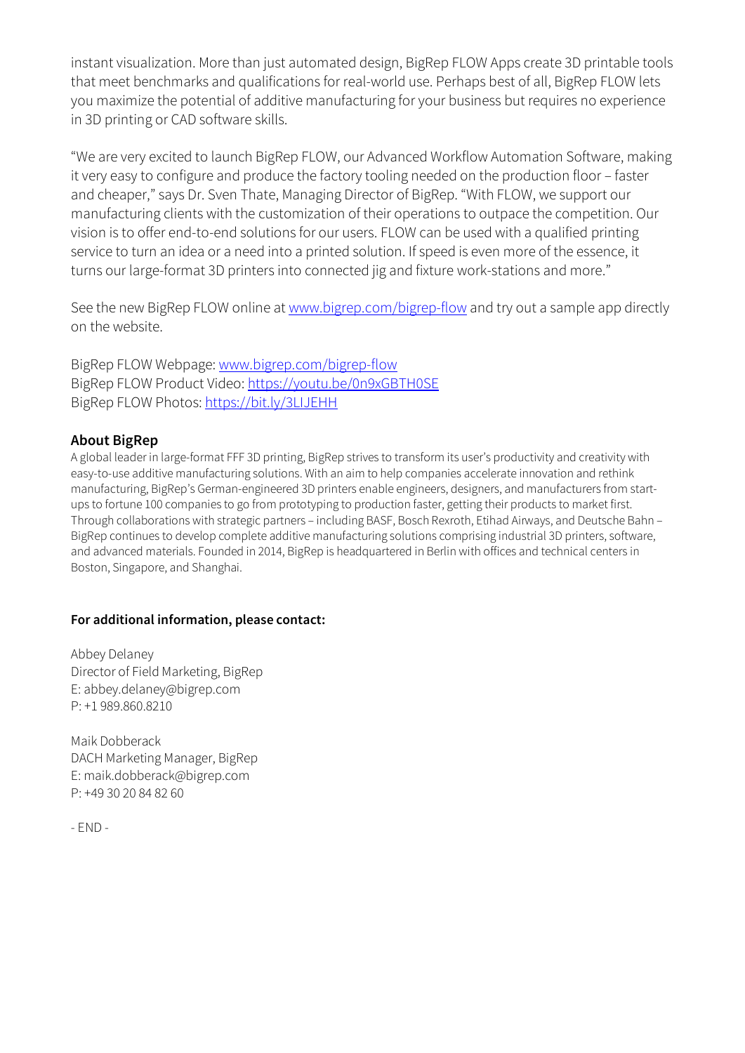instant visualization. More than just automated design, BigRep FLOW Apps create 3D printable tools that meet benchmarks and qualifications for real-world use. Perhaps best of all, BigRep FLOW lets you maximize the potential of additive manufacturing for your business but requires no experience in 3D printing or CAD software skills.

"We are very excited to launch BigRep FLOW, our Advanced Workflow Automation Software, making it very easy to configure and produce the factory tooling needed on the production floor – faster and cheaper," says Dr. Sven Thate, Managing Director of BigRep. "With FLOW, we support our manufacturing clients with the customization of their operations to outpace the competition. Our vision is to offer end-to-end solutions for our users. FLOW can be used with a qualified printing service to turn an idea or a need into a printed solution. If speed is even more of the essence, it turns our large-format 3D printers into connected jig and fixture work-stations and more."

See the new BigRep FLOW online at [www.bigrep.com/bigrep-flow](www.bigrep.com/bigrep-flow) and try out a sample app directly on the website.

BigRep FLOW Webpage: [www.bigrep.com/bigrep-flow](www.bigrep.com/bigrep-flow)
BigRep FLOW Product Video: [https://youtu.be/0n9xGBTH0SE](https://youtu.be/0n9xGBTH0SE)
BigRep FLOW Photos: [https://bit.ly/3LIJEHH](https://bit.ly/3LIJEHH)

**About BigRep**

A global leader in large-format FFF 3D printing, BigRep strives to transform its user's productivity and creativity with easy-to-use additive manufacturing solutions. With an aim to help companies accelerate innovation and rethink manufacturing, BigRep's German-engineered 3D printers enable engineers, designers, and manufacturers from start-ups to fortune 100 companies to go from prototyping to production faster, getting their products to market first. Through collaborations with strategic partners – including BASF, Bosch Rexroth, Etihad Airways, and Deutsche Bahn – BigRep continues to develop complete additive manufacturing solutions comprising industrial 3D printers, software, and advanced materials. Founded in 2014, BigRep is headquartered in Berlin with offices and technical centers in Boston, Singapore, and Shanghai.

**For additional information, please contact:**

Abbey Delaney
Director of Field Marketing, BigRep
E: abbey.delaney@bigrep.com
P: +1 989.860.8210

Maik Dobberack
DACH Marketing Manager, BigRep
E: maik.dobberack@bigrep.com
P: +49 30 20 84 82 60

- END -